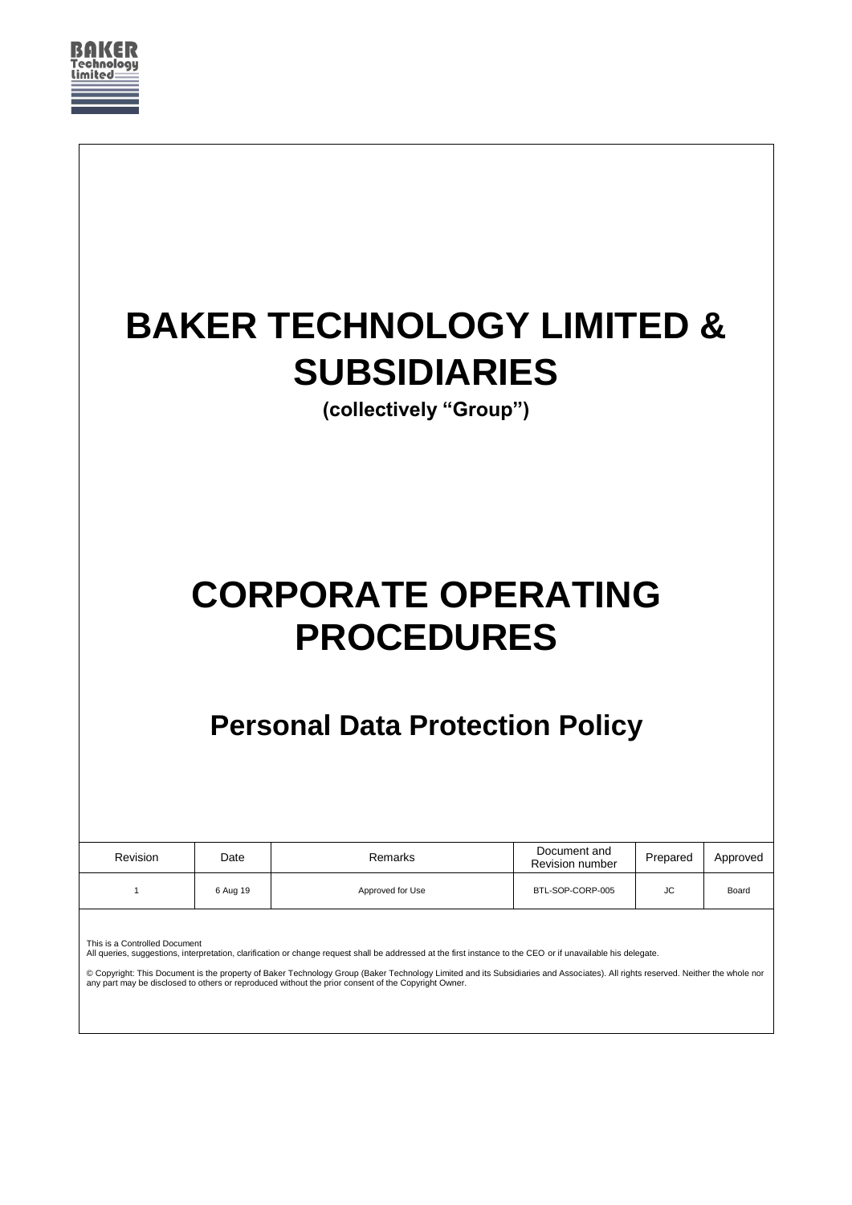# BAKER TECHNOLOGY LIMITED & SUBSIDIARIES

**(collectively "Group")**

# CORPORATE OPERATING PROCEDURES

## Personal Data Protection Policy

| Revision | Date | Remarks | Document and Revision number | Prepared | Approved |
|---|---|---|---|---|---|
| 1 | 6 Aug 19 | Approved for Use | BTL-SOP-CORP-005 | JC | Board |

This is a Controlled Document
All queries, suggestions, interpretation, clarification or change request shall be addressed at the first instance to the CEO or if unavailable his delegate.

© Copyright: This Document is the property of Baker Technology Group (Baker Technology Limited and its Subsidiaries and Associates). All rights reserved. Neither the whole nor any part may be disclosed to others or reproduced without the prior consent of the Copyright Owner.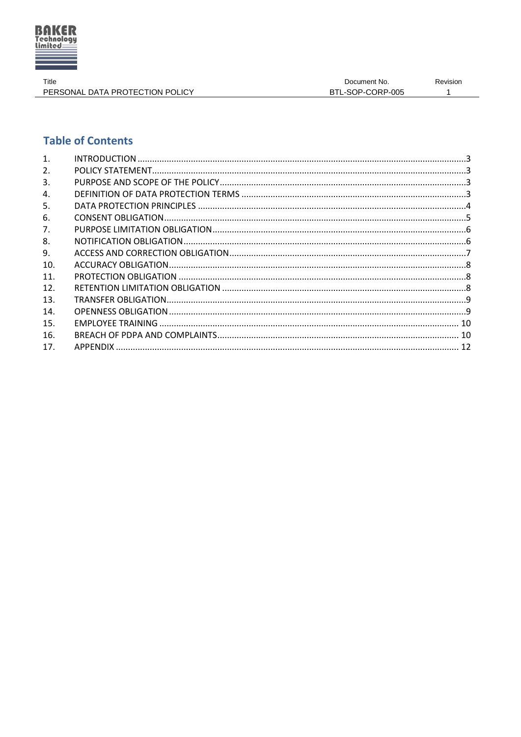## Table of Contents

| | | |
|---|---|---|
| 1. | INTRODUCTION | 3 |
| 2. | POLICY STATEMENT | 3 |
| 3. | PURPOSE AND SCOPE OF THE POLICY | 3 |
| 4. | DEFINITION OF DATA PROTECTION TERMS | 3 |
| 5. | DATA PROTECTION PRINCIPLES | 4 |
| 6. | CONSENT OBLIGATION | 5 |
| 7. | PURPOSE LIMITATION OBLIGATION | 6 |
| 8. | NOTIFICATION OBLIGATION | 6 |
| 9. | ACCESS AND CORRECTION OBLIGATION | 7 |
| 10. | ACCURACY OBLIGATION | 8 |
| 11. | PROTECTION OBLIGATION | 8 |
| 12. | RETENTION LIMITATION OBLIGATION | 8 |
| 13. | TRANSFER OBLIGATION | 9 |
| 14. | OPENNESS OBLIGATION | 9 |
| 15. | EMPLOYEE TRAINING | 10 |
| 16. | BREACH OF PDPA AND COMPLAINTS | 10 |
| 17. | APPENDIX | 12 |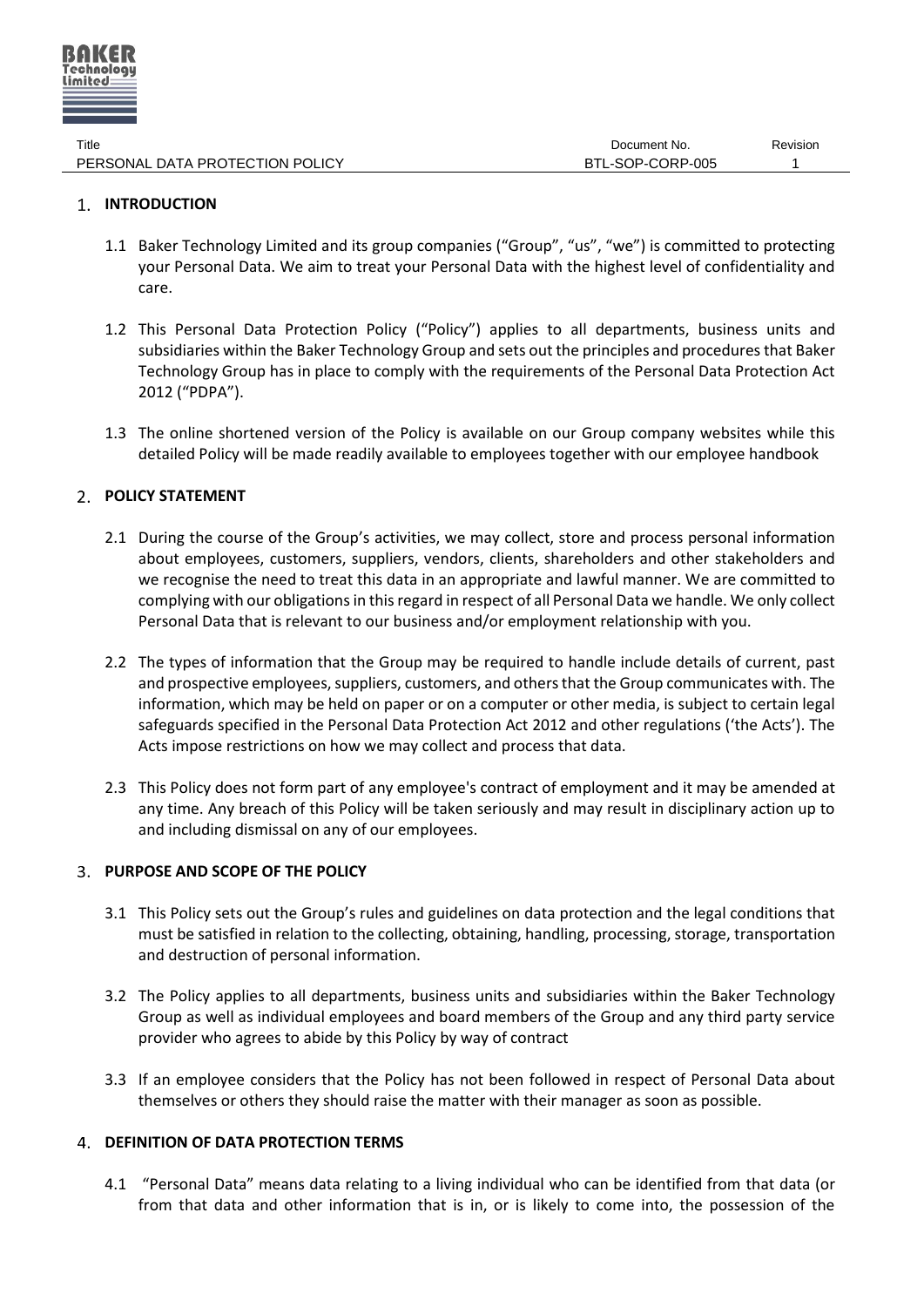## 1. INTRODUCTION

1.1 Baker Technology Limited and its group companies ("Group", "us", "we") is committed to protecting your Personal Data. We aim to treat your Personal Data with the highest level of confidentiality and care.

1.2 This Personal Data Protection Policy ("Policy") applies to all departments, business units and subsidiaries within the Baker Technology Group and sets out the principles and procedures that Baker Technology Group has in place to comply with the requirements of the Personal Data Protection Act 2012 ("PDPA").

1.3 The online shortened version of the Policy is available on our Group company websites while this detailed Policy will be made readily available to employees together with our employee handbook

## 2. POLICY STATEMENT

2.1 During the course of the Group's activities, we may collect, store and process personal information about employees, customers, suppliers, vendors, clients, shareholders and other stakeholders and we recognise the need to treat this data in an appropriate and lawful manner. We are committed to complying with our obligations in this regard in respect of all Personal Data we handle. We only collect Personal Data that is relevant to our business and/or employment relationship with you.

2.2 The types of information that the Group may be required to handle include details of current, past and prospective employees, suppliers, customers, and others that the Group communicates with. The information, which may be held on paper or on a computer or other media, is subject to certain legal safeguards specified in the Personal Data Protection Act 2012 and other regulations ('the Acts'). The Acts impose restrictions on how we may collect and process that data.

2.3 This Policy does not form part of any employee's contract of employment and it may be amended at any time. Any breach of this Policy will be taken seriously and may result in disciplinary action up to and including dismissal on any of our employees.

## 3. PURPOSE AND SCOPE OF THE POLICY

3.1 This Policy sets out the Group's rules and guidelines on data protection and the legal conditions that must be satisfied in relation to the collecting, obtaining, handling, processing, storage, transportation and destruction of personal information.

3.2 The Policy applies to all departments, business units and subsidiaries within the Baker Technology Group as well as individual employees and board members of the Group and any third party service provider who agrees to abide by this Policy by way of contract

3.3 If an employee considers that the Policy has not been followed in respect of Personal Data about themselves or others they should raise the matter with their manager as soon as possible.

## 4. DEFINITION OF DATA PROTECTION TERMS

4.1 "Personal Data" means data relating to a living individual who can be identified from that data (or from that data and other information that is in, or is likely to come into, the possession of the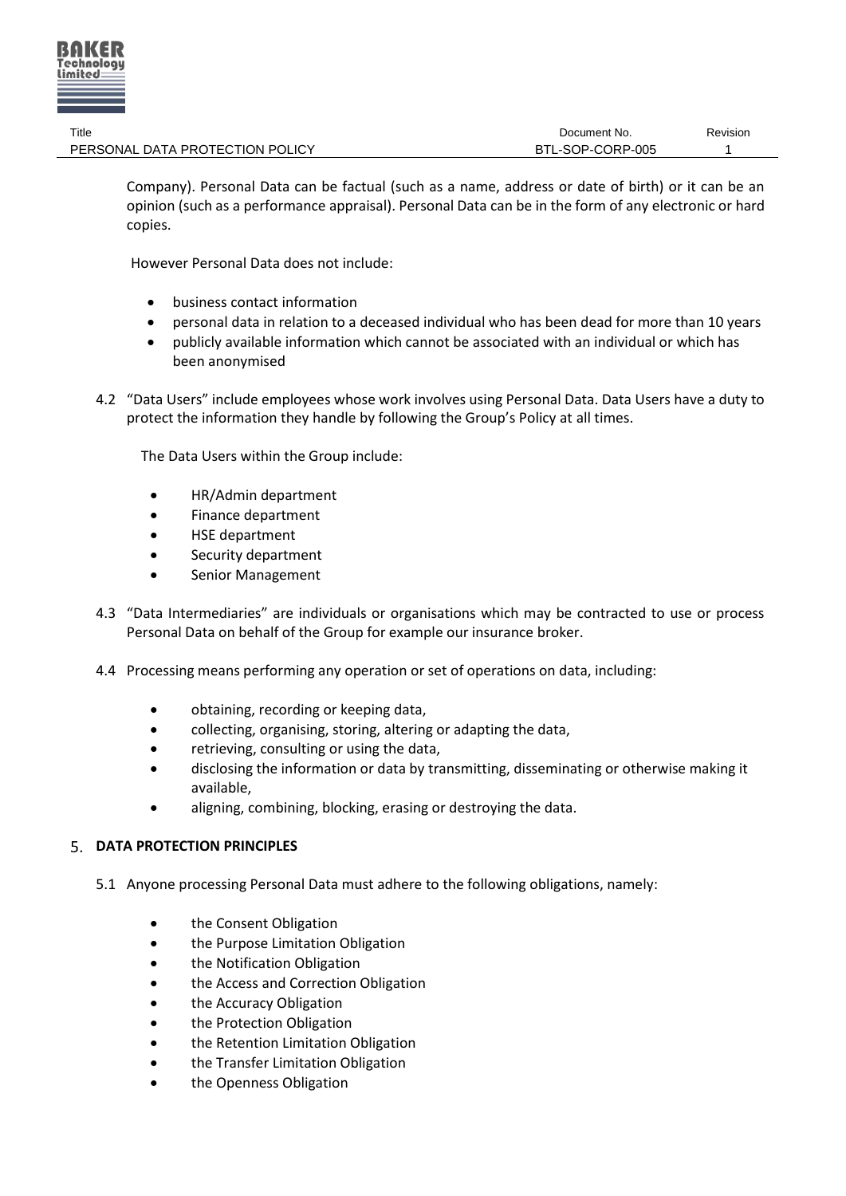Company). Personal Data can be factual (such as a name, address or date of birth) or it can be an opinion (such as a performance appraisal). Personal Data can be in the form of any electronic or hard copies.

However Personal Data does not include:

- business contact information
- personal data in relation to a deceased individual who has been dead for more than 10 years
- publicly available information which cannot be associated with an individual or which has been anonymised

4.2 "Data Users" include employees whose work involves using Personal Data. Data Users have a duty to protect the information they handle by following the Group's Policy at all times.

The Data Users within the Group include:

- HR/Admin department
- Finance department
- HSE department
- Security department
- Senior Management

4.3 "Data Intermediaries" are individuals or organisations which may be contracted to use or process Personal Data on behalf of the Group for example our insurance broker.

4.4 Processing means performing any operation or set of operations on data, including:

- obtaining, recording or keeping data,
- collecting, organising, storing, altering or adapting the data,
- retrieving, consulting or using the data,
- disclosing the information or data by transmitting, disseminating or otherwise making it available,
- aligning, combining, blocking, erasing or destroying the data.

## 5. DATA PROTECTION PRINCIPLES

5.1 Anyone processing Personal Data must adhere to the following obligations, namely:

- the Consent Obligation
- the Purpose Limitation Obligation
- the Notification Obligation
- the Access and Correction Obligation
- the Accuracy Obligation
- the Protection Obligation
- the Retention Limitation Obligation
- the Transfer Limitation Obligation
- the Openness Obligation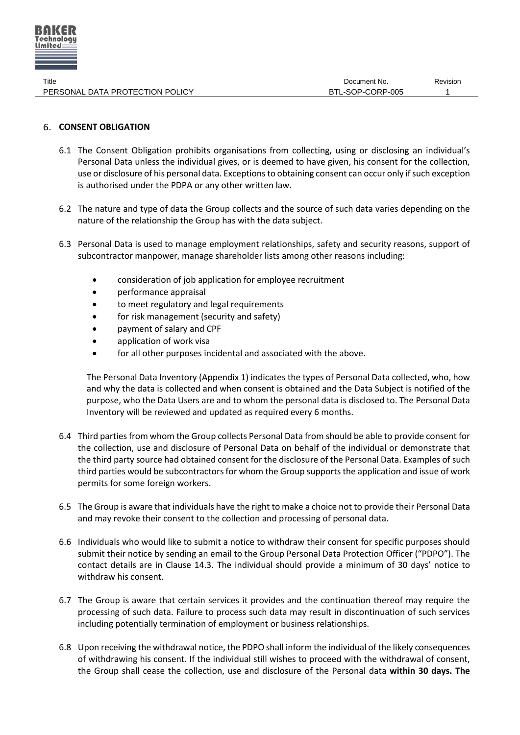## 6. CONSENT OBLIGATION

6.1 The Consent Obligation prohibits organisations from collecting, using or disclosing an individual's Personal Data unless the individual gives, or is deemed to have given, his consent for the collection, use or disclosure of his personal data. Exceptions to obtaining consent can occur only if such exception is authorised under the PDPA or any other written law.

6.2 The nature and type of data the Group collects and the source of such data varies depending on the nature of the relationship the Group has with the data subject.

6.3 Personal Data is used to manage employment relationships, safety and security reasons, support of subcontractor manpower, manage shareholder lists among other reasons including:

- consideration of job application for employee recruitment
- performance appraisal
- to meet regulatory and legal requirements
- for risk management (security and safety)
- payment of salary and CPF
- application of work visa
- for all other purposes incidental and associated with the above.

The Personal Data Inventory (Appendix 1) indicates the types of Personal Data collected, who, how and why the data is collected and when consent is obtained and the Data Subject is notified of the purpose, who the Data Users are and to whom the personal data is disclosed to. The Personal Data Inventory will be reviewed and updated as required every 6 months.

6.4 Third parties from whom the Group collects Personal Data from should be able to provide consent for the collection, use and disclosure of Personal Data on behalf of the individual or demonstrate that the third party source had obtained consent for the disclosure of the Personal Data. Examples of such third parties would be subcontractors for whom the Group supports the application and issue of work permits for some foreign workers.

6.5 The Group is aware that individuals have the right to make a choice not to provide their Personal Data and may revoke their consent to the collection and processing of personal data.

6.6 Individuals who would like to submit a notice to withdraw their consent for specific purposes should submit their notice by sending an email to the Group Personal Data Protection Officer ("PDPO"). The contact details are in Clause 14.3. The individual should provide a minimum of 30 days' notice to withdraw his consent.

6.7 The Group is aware that certain services it provides and the continuation thereof may require the processing of such data. Failure to process such data may result in discontinuation of such services including potentially termination of employment or business relationships.

6.8 Upon receiving the withdrawal notice, the PDPO shall inform the individual of the likely consequences of withdrawing his consent. If the individual still wishes to proceed with the withdrawal of consent, the Group shall cease the collection, use and disclosure of the Personal data **within 30 days. The**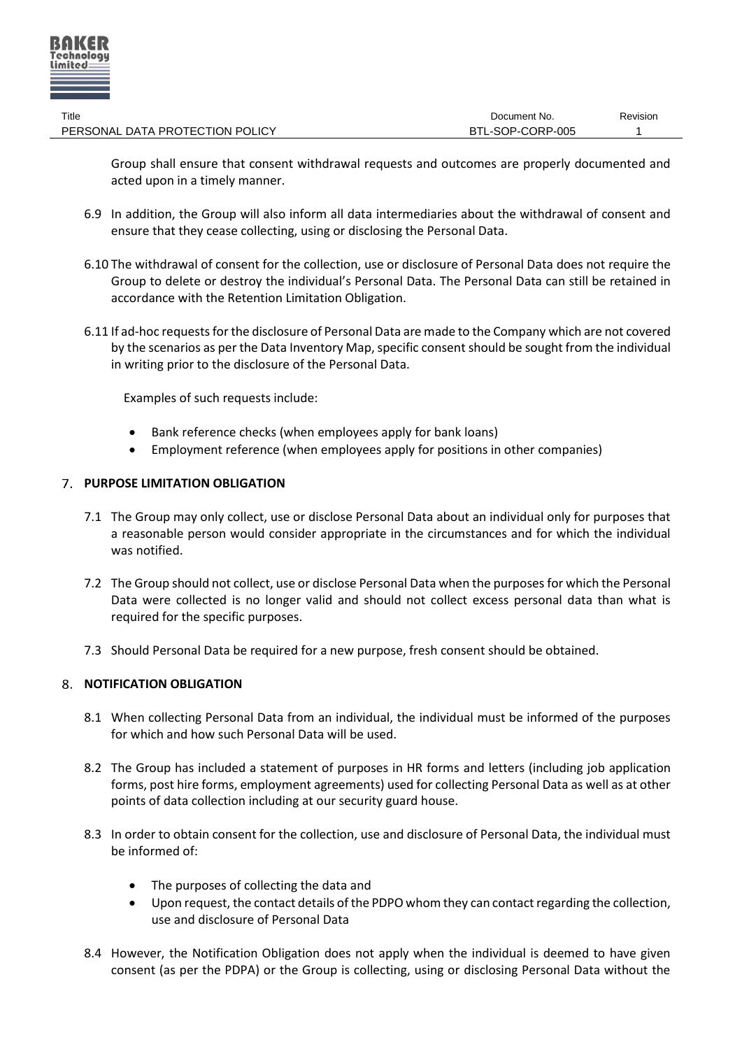Group shall ensure that consent withdrawal requests and outcomes are properly documented and acted upon in a timely manner.

6.9 In addition, the Group will also inform all data intermediaries about the withdrawal of consent and ensure that they cease collecting, using or disclosing the Personal Data.

6.10 The withdrawal of consent for the collection, use or disclosure of Personal Data does not require the Group to delete or destroy the individual's Personal Data. The Personal Data can still be retained in accordance with the Retention Limitation Obligation.

6.11 If ad-hoc requests for the disclosure of Personal Data are made to the Company which are not covered by the scenarios as per the Data Inventory Map, specific consent should be sought from the individual in writing prior to the disclosure of the Personal Data.

Examples of such requests include:

- Bank reference checks (when employees apply for bank loans)
- Employment reference (when employees apply for positions in other companies)

## 7. PURPOSE LIMITATION OBLIGATION

7.1 The Group may only collect, use or disclose Personal Data about an individual only for purposes that a reasonable person would consider appropriate in the circumstances and for which the individual was notified.

7.2 The Group should not collect, use or disclose Personal Data when the purposes for which the Personal Data were collected is no longer valid and should not collect excess personal data than what is required for the specific purposes.

7.3 Should Personal Data be required for a new purpose, fresh consent should be obtained.

## 8. NOTIFICATION OBLIGATION

8.1 When collecting Personal Data from an individual, the individual must be informed of the purposes for which and how such Personal Data will be used.

8.2 The Group has included a statement of purposes in HR forms and letters (including job application forms, post hire forms, employment agreements) used for collecting Personal Data as well as at other points of data collection including at our security guard house.

8.3 In order to obtain consent for the collection, use and disclosure of Personal Data, the individual must be informed of:

- The purposes of collecting the data and
- Upon request, the contact details of the PDPO whom they can contact regarding the collection, use and disclosure of Personal Data

8.4 However, the Notification Obligation does not apply when the individual is deemed to have given consent (as per the PDPA) or the Group is collecting, using or disclosing Personal Data without the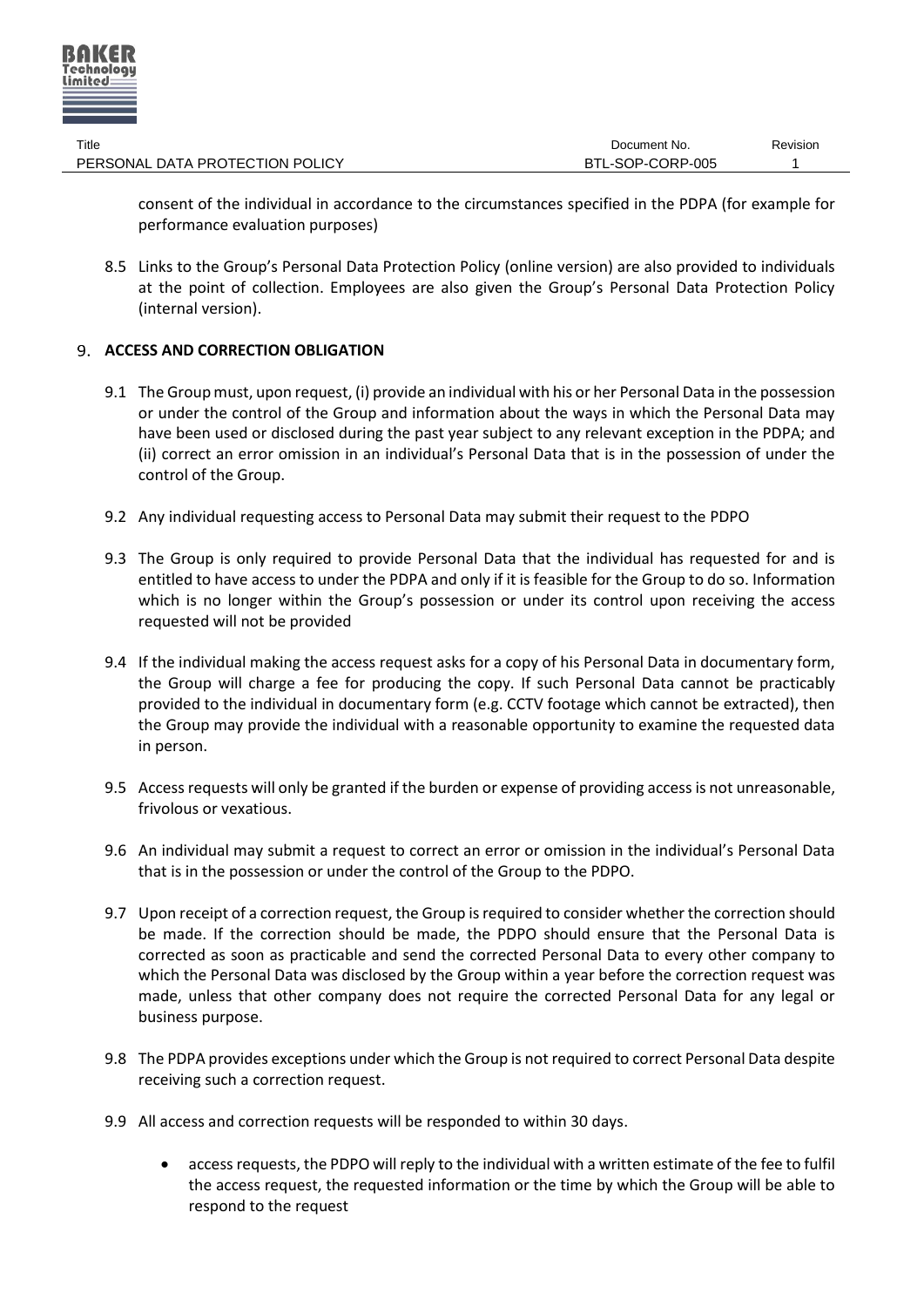consent of the individual in accordance to the circumstances specified in the PDPA (for example for performance evaluation purposes)

8.5 Links to the Group's Personal Data Protection Policy (online version) are also provided to individuals at the point of collection. Employees are also given the Group's Personal Data Protection Policy (internal version).

## 9. ACCESS AND CORRECTION OBLIGATION

9.1 The Group must, upon request, (i) provide an individual with his or her Personal Data in the possession or under the control of the Group and information about the ways in which the Personal Data may have been used or disclosed during the past year subject to any relevant exception in the PDPA; and (ii) correct an error omission in an individual's Personal Data that is in the possession of under the control of the Group.

9.2 Any individual requesting access to Personal Data may submit their request to the PDPO

9.3 The Group is only required to provide Personal Data that the individual has requested for and is entitled to have access to under the PDPA and only if it is feasible for the Group to do so. Information which is no longer within the Group's possession or under its control upon receiving the access requested will not be provided

9.4 If the individual making the access request asks for a copy of his Personal Data in documentary form, the Group will charge a fee for producing the copy. If such Personal Data cannot be practicably provided to the individual in documentary form (e.g. CCTV footage which cannot be extracted), then the Group may provide the individual with a reasonable opportunity to examine the requested data in person.

9.5 Access requests will only be granted if the burden or expense of providing access is not unreasonable, frivolous or vexatious.

9.6 An individual may submit a request to correct an error or omission in the individual's Personal Data that is in the possession or under the control of the Group to the PDPO.

9.7 Upon receipt of a correction request, the Group is required to consider whether the correction should be made. If the correction should be made, the PDPO should ensure that the Personal Data is corrected as soon as practicable and send the corrected Personal Data to every other company to which the Personal Data was disclosed by the Group within a year before the correction request was made, unless that other company does not require the corrected Personal Data for any legal or business purpose.

9.8 The PDPA provides exceptions under which the Group is not required to correct Personal Data despite receiving such a correction request.

9.9 All access and correction requests will be responded to within 30 days.

- access requests, the PDPO will reply to the individual with a written estimate of the fee to fulfil the access request, the requested information or the time by which the Group will be able to respond to the request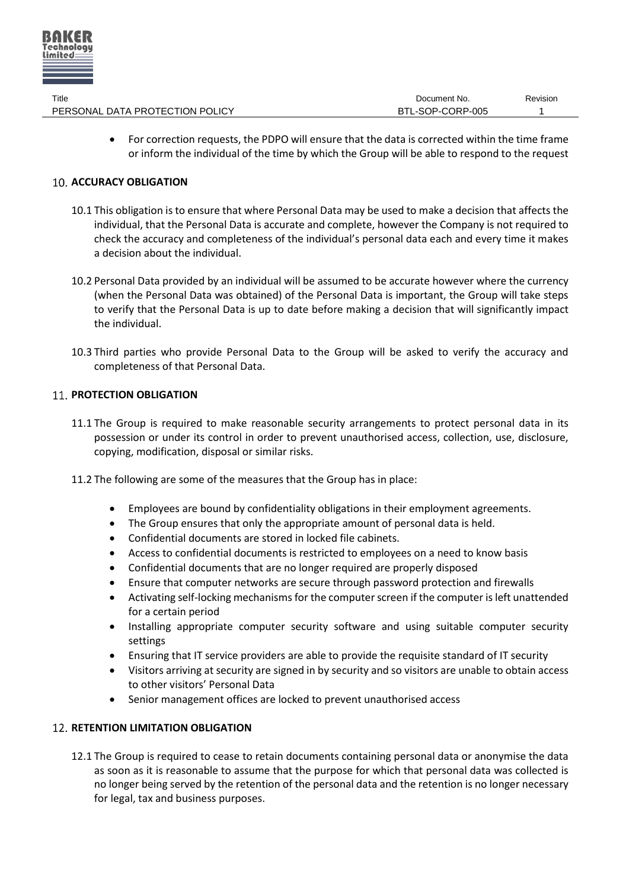- For correction requests, the PDPO will ensure that the data is corrected within the time frame or inform the individual of the time by which the Group will be able to respond to the request

## 10. ACCURACY OBLIGATION

10.1 This obligation is to ensure that where Personal Data may be used to make a decision that affects the individual, that the Personal Data is accurate and complete, however the Company is not required to check the accuracy and completeness of the individual's personal data each and every time it makes a decision about the individual.

10.2 Personal Data provided by an individual will be assumed to be accurate however where the currency (when the Personal Data was obtained) of the Personal Data is important, the Group will take steps to verify that the Personal Data is up to date before making a decision that will significantly impact the individual.

10.3 Third parties who provide Personal Data to the Group will be asked to verify the accuracy and completeness of that Personal Data.

## 11. PROTECTION OBLIGATION

11.1 The Group is required to make reasonable security arrangements to protect personal data in its possession or under its control in order to prevent unauthorised access, collection, use, disclosure, copying, modification, disposal or similar risks.

11.2 The following are some of the measures that the Group has in place:

- Employees are bound by confidentiality obligations in their employment agreements.
- The Group ensures that only the appropriate amount of personal data is held.
- Confidential documents are stored in locked file cabinets.
- Access to confidential documents is restricted to employees on a need to know basis
- Confidential documents that are no longer required are properly disposed
- Ensure that computer networks are secure through password protection and firewalls
- Activating self-locking mechanisms for the computer screen if the computer is left unattended for a certain period
- Installing appropriate computer security software and using suitable computer security settings
- Ensuring that IT service providers are able to provide the requisite standard of IT security
- Visitors arriving at security are signed in by security and so visitors are unable to obtain access to other visitors' Personal Data
- Senior management offices are locked to prevent unauthorised access

## 12. RETENTION LIMITATION OBLIGATION

12.1 The Group is required to cease to retain documents containing personal data or anonymise the data as soon as it is reasonable to assume that the purpose for which that personal data was collected is no longer being served by the retention of the personal data and the retention is no longer necessary for legal, tax and business purposes.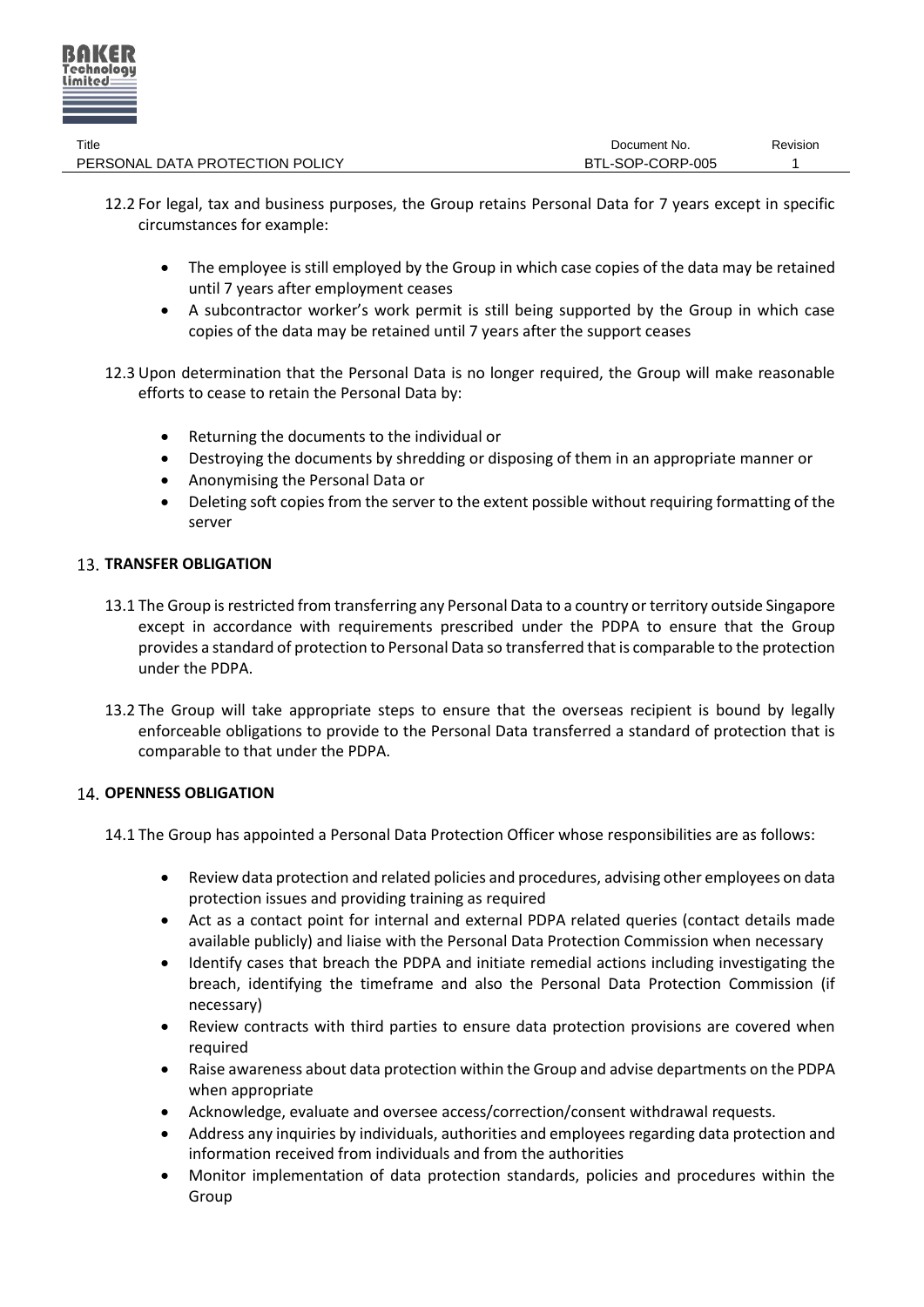12.2 For legal, tax and business purposes, the Group retains Personal Data for 7 years except in specific circumstances for example:

- The employee is still employed by the Group in which case copies of the data may be retained until 7 years after employment ceases
- A subcontractor worker's work permit is still being supported by the Group in which case copies of the data may be retained until 7 years after the support ceases

12.3 Upon determination that the Personal Data is no longer required, the Group will make reasonable efforts to cease to retain the Personal Data by:

- Returning the documents to the individual or
- Destroying the documents by shredding or disposing of them in an appropriate manner or
- Anonymising the Personal Data or
- Deleting soft copies from the server to the extent possible without requiring formatting of the server

## 13. TRANSFER OBLIGATION

13.1 The Group is restricted from transferring any Personal Data to a country or territory outside Singapore except in accordance with requirements prescribed under the PDPA to ensure that the Group provides a standard of protection to Personal Data so transferred that is comparable to the protection under the PDPA.

13.2 The Group will take appropriate steps to ensure that the overseas recipient is bound by legally enforceable obligations to provide to the Personal Data transferred a standard of protection that is comparable to that under the PDPA.

## 14. OPENNESS OBLIGATION

14.1 The Group has appointed a Personal Data Protection Officer whose responsibilities are as follows:

- Review data protection and related policies and procedures, advising other employees on data protection issues and providing training as required
- Act as a contact point for internal and external PDPA related queries (contact details made available publicly) and liaise with the Personal Data Protection Commission when necessary
- Identify cases that breach the PDPA and initiate remedial actions including investigating the breach, identifying the timeframe and also the Personal Data Protection Commission (if necessary)
- Review contracts with third parties to ensure data protection provisions are covered when required
- Raise awareness about data protection within the Group and advise departments on the PDPA when appropriate
- Acknowledge, evaluate and oversee access/correction/consent withdrawal requests.
- Address any inquiries by individuals, authorities and employees regarding data protection and information received from individuals and from the authorities
- Monitor implementation of data protection standards, policies and procedures within the Group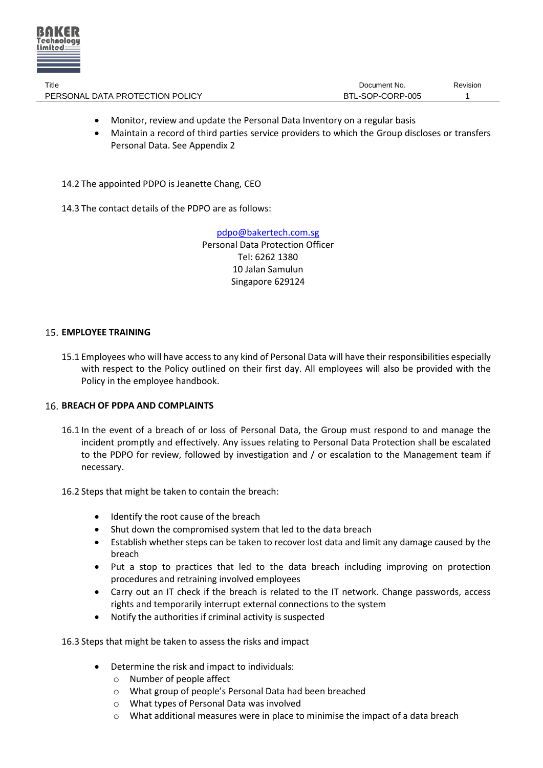- Monitor, review and update the Personal Data Inventory on a regular basis
- Maintain a record of third parties service providers to which the Group discloses or transfers Personal Data. See Appendix 2

14.2 The appointed PDPO is Jeanette Chang, CEO

14.3 The contact details of the PDPO are as follows:

pdpo@bakertech.com.sg
Personal Data Protection Officer
Tel: 6262 1380
10 Jalan Samulun
Singapore 629124

## 15. EMPLOYEE TRAINING

15.1 Employees who will have access to any kind of Personal Data will have their responsibilities especially with respect to the Policy outlined on their first day. All employees will also be provided with the Policy in the employee handbook.

## 16. BREACH OF PDPA AND COMPLAINTS

16.1 In the event of a breach of or loss of Personal Data, the Group must respond to and manage the incident promptly and effectively. Any issues relating to Personal Data Protection shall be escalated to the PDPO for review, followed by investigation and / or escalation to the Management team if necessary.

16.2 Steps that might be taken to contain the breach:

- Identify the root cause of the breach
- Shut down the compromised system that led to the data breach
- Establish whether steps can be taken to recover lost data and limit any damage caused by the breach
- Put a stop to practices that led to the data breach including improving on protection procedures and retraining involved employees
- Carry out an IT check if the breach is related to the IT network. Change passwords, access rights and temporarily interrupt external connections to the system
- Notify the authorities if criminal activity is suspected

16.3 Steps that might be taken to assess the risks and impact

- Determine the risk and impact to individuals:
    - Number of people affect
    - What group of people's Personal Data had been breached
    - What types of Personal Data was involved
    - What additional measures were in place to minimise the impact of a data breach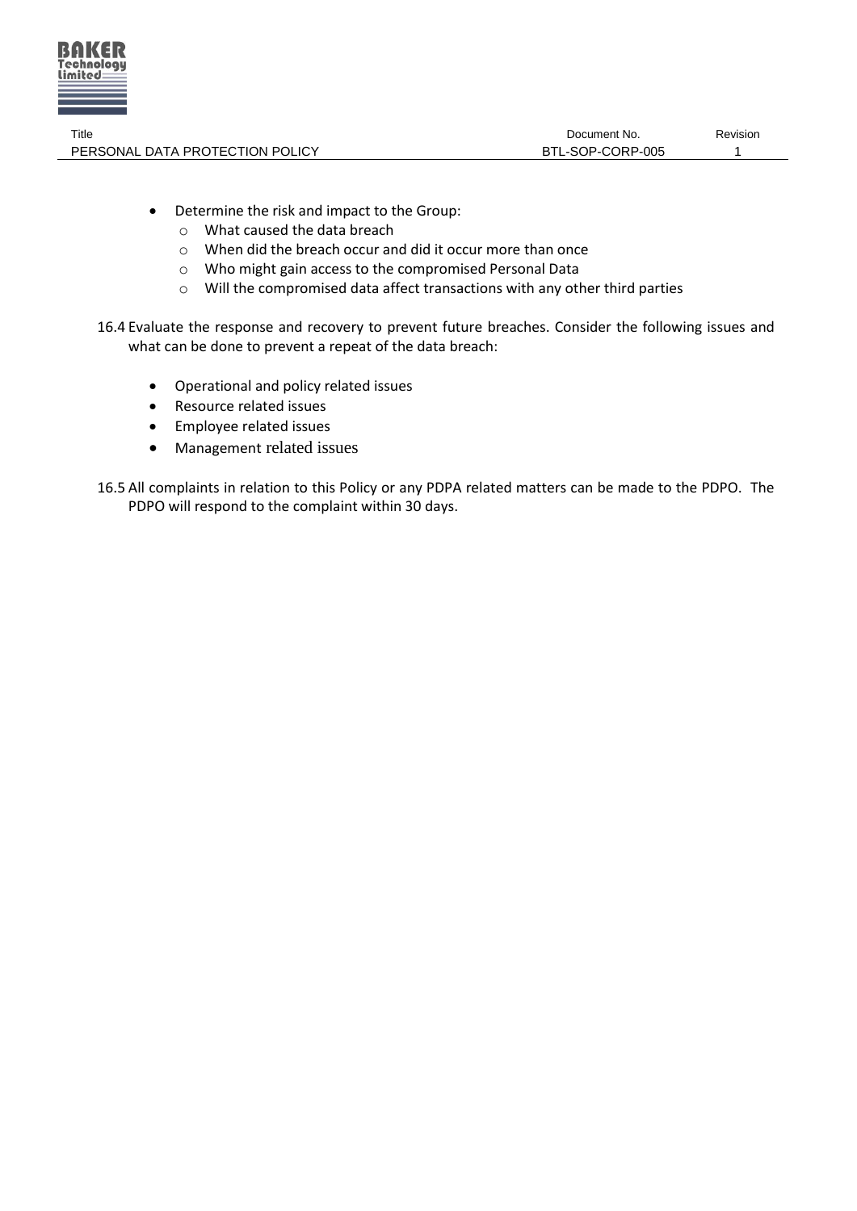- Determine the risk and impact to the Group:
  - What caused the data breach
  - When did the breach occur and did it occur more than once
  - Who might gain access to the compromised Personal Data
  - Will the compromised data affect transactions with any other third parties

16.4 Evaluate the response and recovery to prevent future breaches. Consider the following issues and what can be done to prevent a repeat of the data breach:

- Operational and policy related issues
- Resource related issues
- Employee related issues
- Management related issues

16.5 All complaints in relation to this Policy or any PDPA related matters can be made to the PDPO. The PDPO will respond to the complaint within 30 days.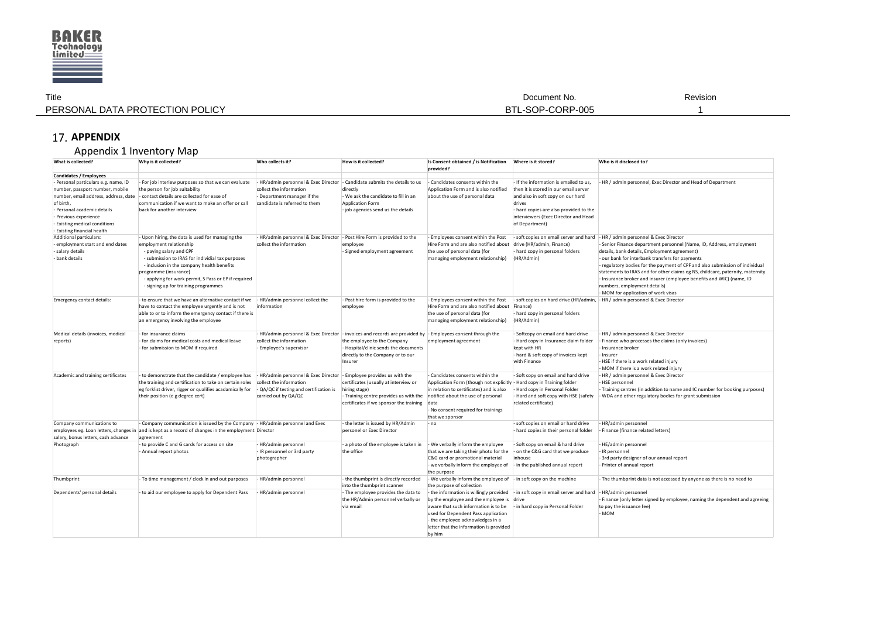## 17. APPENDIX

### Appendix 1 Inventory Map

| What is collected? | Why is it collected? | Who collects it? | How is it collected? | Is Consent obtained / is Notification provided? | Where is it stored? | Who is it disclosed to? |
|---|---|---|---|---|---|---|
| **Candidates / Employees** | | | | | | |
| - Personal particulars e.g. name, ID number, passport number, mobile number, email address, address, date of birth,<br>- Personal academic details<br>- Previous experience<br>- Existing medical conditions<br>- Existing financial health | - For job interiew purposes so that we can evaluate the person for job suitability<br>- contact details are collected for ease of communication if we want to make an offer or call back for another interview | - HR/admin personnel & Exec Director collect the information<br>- Department manager if the candidate is referred to them | - Candidate submits the details to us directly<br>- We ask the candidate to fill in an Application Form<br>- job agencies send us the details | - Candidates consents within the Application Form and is also notified about the use of personal data | - If the information is emailed to us, then it is stored in our email server and also in soft copy on our hard drives<br>- hard copies are also provided to the interviewers (Exec Director and Head of Department) | - HR / admin personnel, Exec Director and Head of Department |
| Additional particulars:<br>- employment start and end dates<br>- salary details<br>- bank details | - Upon hiring, the data is used for managing the employment relationship<br>- paying salary and CPF<br>- submission to IRAS for individial tax purposes<br>- inclusion in the company health benefits programme (insurance)<br>- applying for work permit, S Pass or EP if required<br>- signing up for training programmes | - HR/admin personnel & Exec Director collect the information | - Post Hire Form is provided to the employee<br>- Signed employment agreement | - Employees consent within the Post Hire Form and are also notified about the use of personal data (for managing employment relationship) | - soft copies on email server and hard drive (HR/admin, Finance)<br>- hard copy in personal folders (HR/Admin) | - HR / admin personnel & Exec Director<br>- Senior Finance department personnel (Name, ID, Address, employment details, bank details, Employment agreement)<br>- our bank for interbank transfers for payments<br>- regulatory bodies for the payment of CPF and also submission of individual statements to IRAS and for other claims eg NS, childcare, paternity, maternity<br>- Insurance broker and insurer (employee benefits and WIC) (name, ID numbers, employment details)<br>- MOM for application of work visas |
| Emergency contact details: | - to ensure that we have an alternative contact if we have to contact the employee urgently and is not able to or to inform the emergency contact if there is an emergency involving the employee | - HR/admin personnel collect the information | - Post hire form is provided to the employee | - Employees consent within the Post Hire Form and are also notified about the use of personal data (for managing employment relationship) | - soft copies on hard drive (HR/admin, Finance)<br>- hard copy in personal folders (HR/Admin) | - HR / admin personnel & Exec Director |
| Medical details (invoices, medical reports) | - for insurance claims<br>- for claims for medical costs and medical leave<br>- for submission to MOM if required | - HR/admin personnel & Exec Director collect the information<br>- Employee's supervisor | - invoices and records are provided by the employee to the Company<br>- Hospital/clinic sends the documents directly to the Company or to our Insurer | - Employees consent through the employment agreement | - Softcopy on email and hard drive<br>- Hard copy in Insurance claim folder kept with HR<br>- hard & soft copy of invoices kept with Finance | - HR / admin personnel & Exec Director<br>- Finance who processes the claims (only invoices)<br>- Insurance broker<br>- Insurer<br>- HSE if there is a work related injury<br>- MOM if there is a work related injury |
| Academic and training certificates | - to demonstrate that the candidate / employee has the training and certification to take on certain roles eg forklist driver, rigger or qualifies acadamically for their position (e.g degree cert) | - HR/admin personnel & Exec Director collect the information<br>- QA/QC if testing and certification is carried out by QA/QC | - Employee provides us with the certificates (usually at interview or hiring stage)<br>- Training centre provides us with the certificates if we sponsor the training | - Candidates consents within the Application Form (though not explicitly in relation to certificates) and is also notified about the use of personal data<br>- No consent required for trainings that we sponsor | - Soft copy on email and hard drive<br>- Hard copy in Training folder<br>- Hard copy in Personal Folder<br>- Hard and soft copy with HSE (safety related certificate) | - HR / admin personnel & Exec Director<br>- HSE personnel<br>- Training centres (in addition to name and IC number for booking purposes)<br>- WDA and other regulatory bodies for grant submission |
| Company communications to employees eg. Loan letters, changes in salary, bonus letters, cash advance | - Company communication is issued by the Company and is kept as a record of changes in the employment agreement | - HR/admin personnel and Exec Director | - the letter is issued by HR/Admin personnel or Exec Director | - no | - soft copies on email or hard drive<br>- hard copies in their personal folder | - HR/admin personnel<br>- Finance (finance related letters) |
| Photograph | - to provide C and G cards for access on site<br>- Annual report photos | - HR/admin personnel<br>- IR personnel or 3rd party photographer | - a photo of the employee is taken in the office | - We verbally inform the employee that we are taking their photo for the C&G card or promotional material<br>- we verbally inform the employee of the purpose | - Soft copy on email & hard drive<br>- on the C&G card that we produce inhouse<br>- in the published annual report | - HE/admin personnel<br>- IR personnel<br>- 3rd party designer of our annual report<br>- Printer of annual report |
| Thumbprint | - To time management / clock in and out purposes | - HR/admin personnel | - the thumbprint is directly recorded into the thumbprint scanner | - We verbally inform the employee of the purpose of collection | - in soft copy on the machine | - The thumbprint data is not accessed by anyone as there is no need to |
| Dependents' personal details | - to aid our employee to apply for Dependent Pass | - HR/admin personnel | - The employee provides the data to the HR/Admin personnel verbally or via email | - the information is willingly provided by the employee and the employee is aware that such information is to be used for Dependent Pass application<br>- the employee acknowledges in a letter that the information is provided by him | - in soft copy in email server and hard drive<br>- in hard copy in Personal Folder | - HR/admin personnel<br>- Finance (only letter signed by employee, naming the dependent and agreeing to pay the issuance fee)<br>- MOM |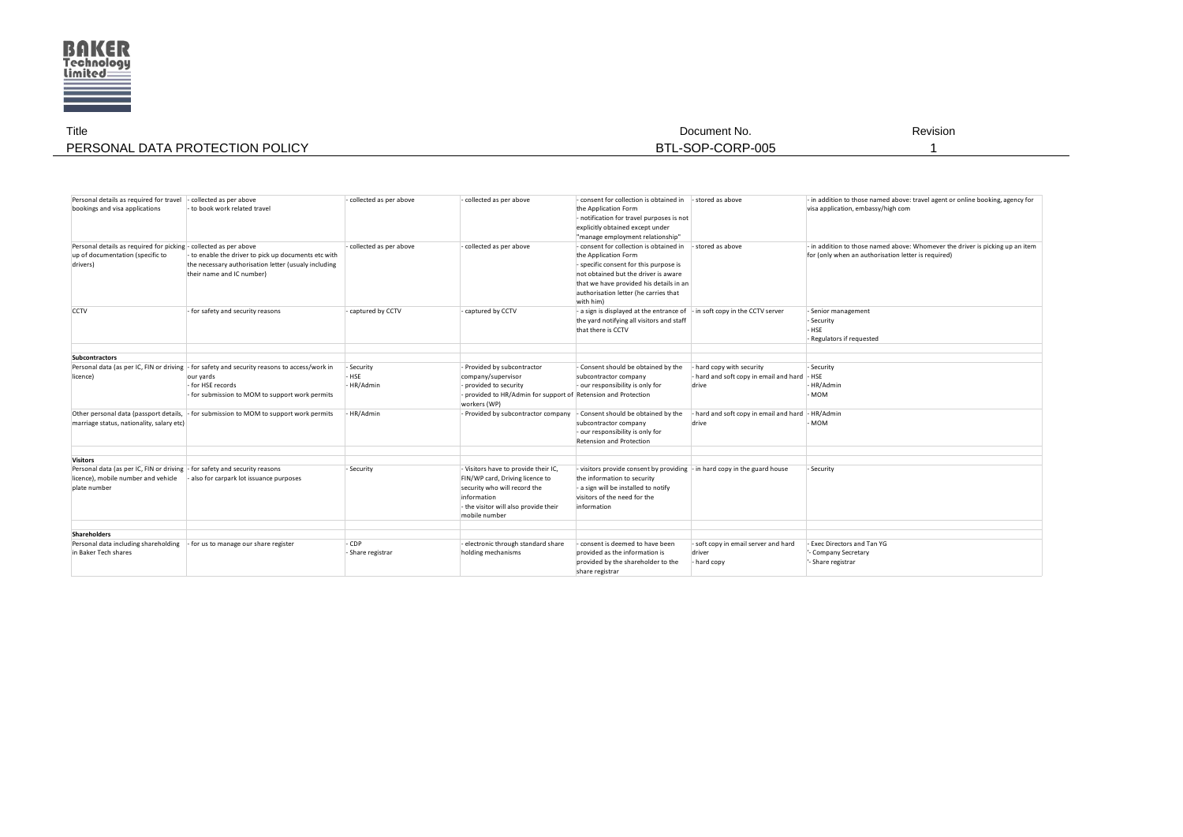| | | | | | | |
|---|---|---|---|---|---|---|
| Personal details as required for travel bookings and visa applications | - collected as per above<br>- to book work related travel | - collected as per above | - collected as per above | - consent for collection is obtained in the Application Form<br>- notification for travel purposes is not explicitly obtained except under "manage employment relationship" | - stored as above | - in addition to those named above: travel agent or online booking, agency for visa application, embassy/high com |
| Personal details as required for picking up of documentation (specific to drivers) | - collected as per above<br>- to enable the driver to pick up documents etc with the necessary authorisation letter (usualy including their name and IC number) | - collected as per above | - collected as per above | - consent for collection is obtained in the Application Form<br>- specific consent for this purpose is not obtained but the driver is aware that we have provided his details in an authorisation letter (he carries that with him) | - stored as above | - in addition to those named above: Whomever the driver is picking up an item for (only when an authorisation letter is required) |
| CCTV | - for safety and security reasons | - captured by CCTV | - captured by CCTV | - a sign is displayed at the entrance of the yard notifying all visitors and staff that there is CCTV | - in soft copy in the CCTV server | - Senior management<br>- Security<br>- HSE<br>- Regulators if requested |
| | | | | | | |
| **Subcontractors** | | | | | | |
| Personal data (as per IC, FIN or driving licence) | - for safety and security reasons to access/work in our yards<br>- for HSE records<br>- for submission to MOM to support work permits | - Security<br>- HSE<br>- HR/Admin | - Provided by subcontractor company/supervisor<br>- provided to security<br>- provided to HR/Admin for support of workers (WP) | - Consent should be obtained by the subcontractor company<br>- our responsibility is only for Retension and Protection | - hard copy with security<br>- hard and soft copy in email and hard drive | - Security<br>- HSE<br>- HR/Admin<br>- MOM |
| Other personal data (passport details, marriage status, nationality, salary etc) | - for submission to MOM to support work permits | - HR/Admin | - Provided by subcontractor company | - Consent should be obtained by the subcontractor company<br>- our responsibility is only for Retension and Protection | - hard and soft copy in email and hard drive | - HR/Admin<br>- MOM |
| | | | | | | |
| **Visitors** | | | | | | |
| Personal data (as per IC, FIN or driving licence), mobile number and vehicle plate number | - for safety and security reasons<br>- also for carpark lot issuance purposes | - Security | - Visitors have to provide their IC, FIN/WP card, Driving licence to security who will record the information<br>- the visitor will also provide their mobile number | - visitors provide consent by providing the information to security<br>- a sign will be installed to notify visitors of the need for the information | - in hard copy in the guard house | - Security |
| | | | | | | |
| **Shareholders** | | | | | | |
| Personal data including shareholding in Baker Tech shares | - for us to manage our share register | - CDP<br>- Share registrar | - electronic through standard share holding mechanisms | - consent is deemed to have been provided as the information is provided by the shareholder to the share registrar | - soft copy in email server and hard driver<br>- hard copy | - Exec Directors and Tan YG<br>'- Company Secretary<br>'- Share registrar |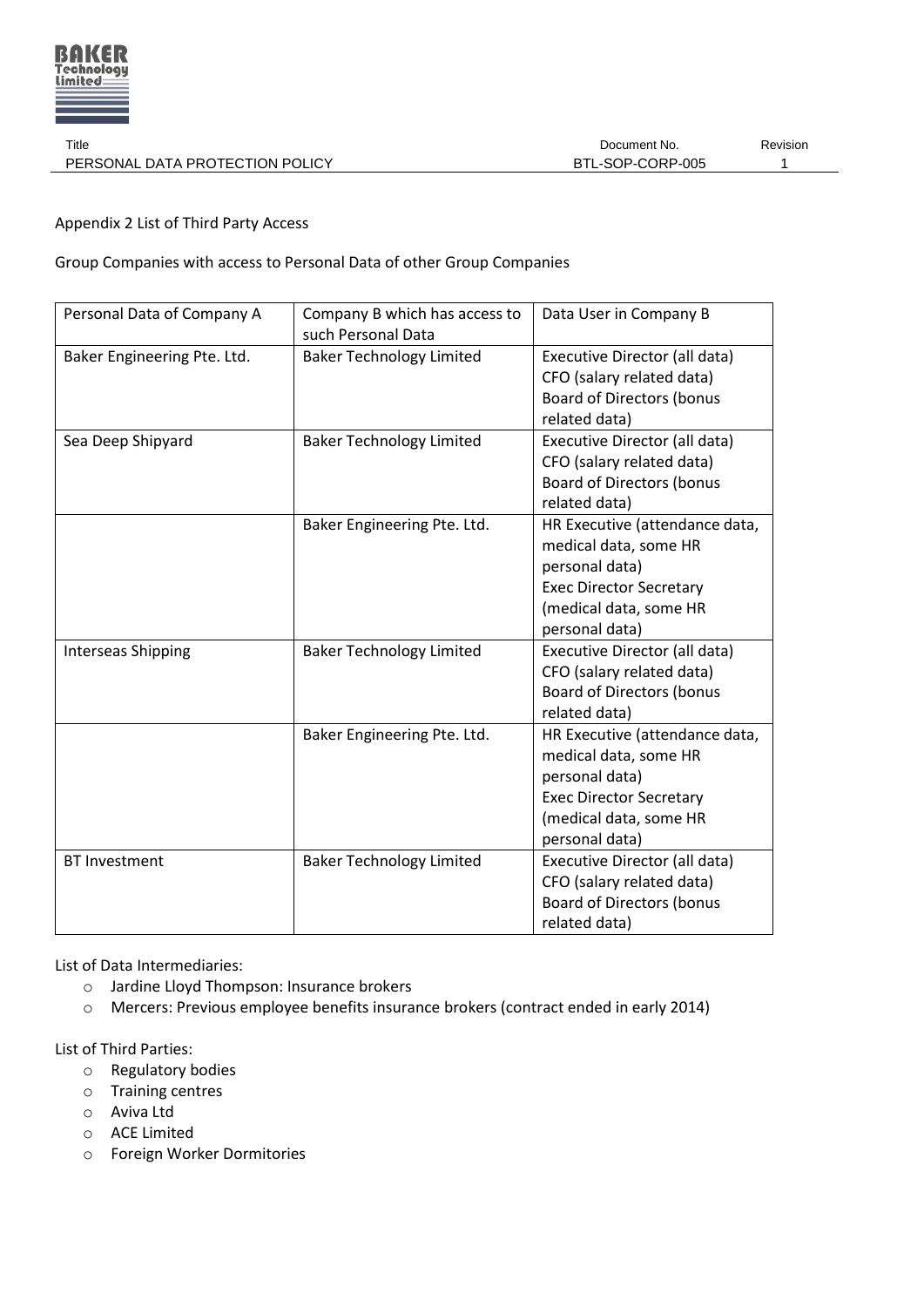Appendix 2 List of Third Party Access

Group Companies with access to Personal Data of other Group Companies

| Personal Data of Company A | Company B which has access to such Personal Data | Data User in Company B |
|---|---|---|
| Baker Engineering Pte. Ltd. | Baker Technology Limited | Executive Director (all data)<br>CFO (salary related data)<br>Board of Directors (bonus related data) |
| Sea Deep Shipyard | Baker Technology Limited | Executive Director (all data)<br>CFO (salary related data)<br>Board of Directors (bonus related data) |
| | Baker Engineering Pte. Ltd. | HR Executive (attendance data, medical data, some HR personal data)<br>Exec Director Secretary (medical data, some HR personal data) |
| Interseas Shipping | Baker Technology Limited | Executive Director (all data)<br>CFO (salary related data)<br>Board of Directors (bonus related data) |
| | Baker Engineering Pte. Ltd. | HR Executive (attendance data, medical data, some HR personal data)<br>Exec Director Secretary (medical data, some HR personal data) |
| BT Investment | Baker Technology Limited | Executive Director (all data)<br>CFO (salary related data)<br>Board of Directors (bonus related data) |

List of Data Intermediaries:

- Jardine Lloyd Thompson: Insurance brokers
- Mercers: Previous employee benefits insurance brokers (contract ended in early 2014)

List of Third Parties:

- Regulatory bodies
- Training centres
- Aviva Ltd
- ACE Limited
- Foreign Worker Dormitories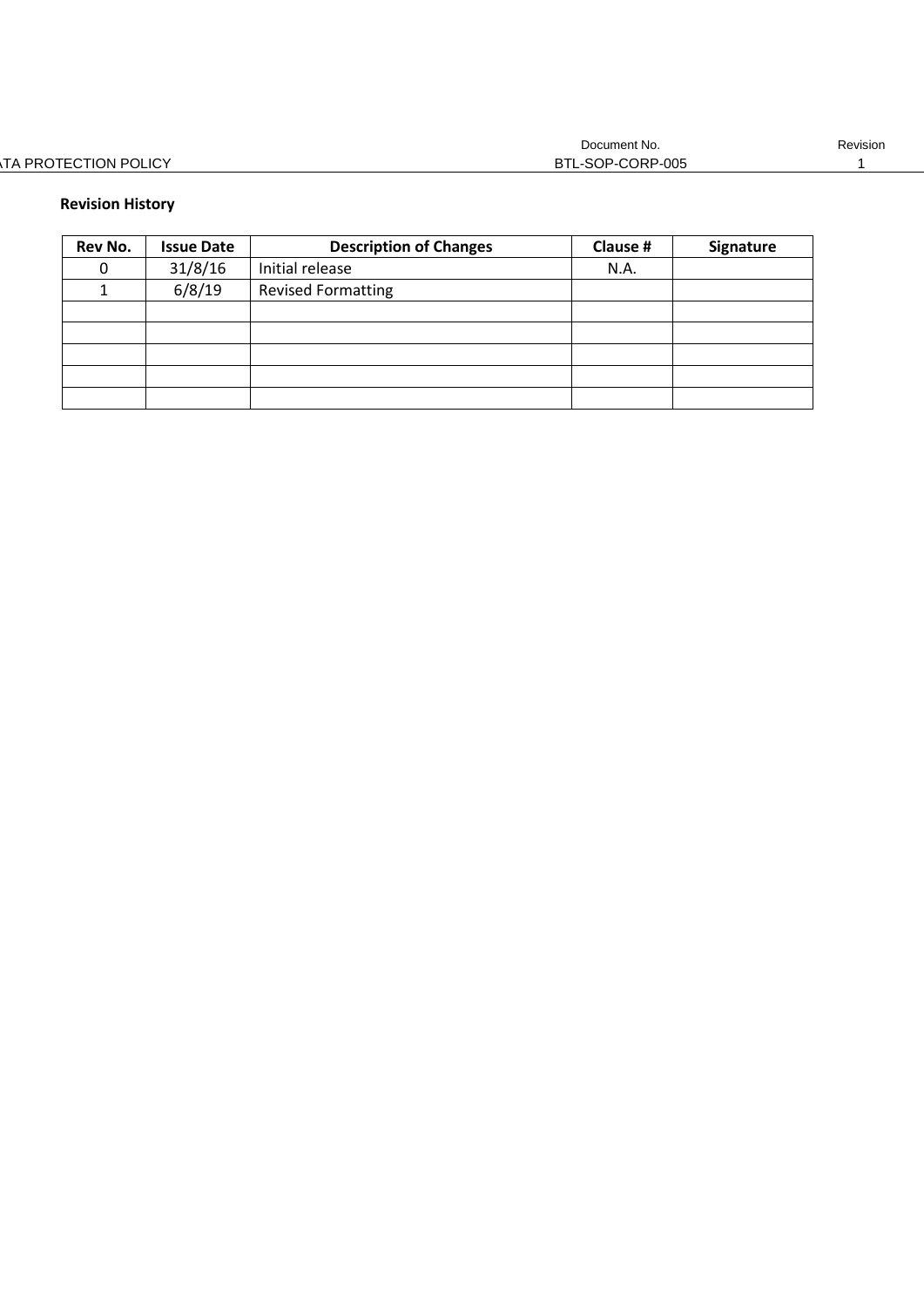**Revision History**

| Rev No. | Issue Date | Description of Changes | Clause # | Signature |
|---|---|---|---|---|
| 0 | 31/8/16 | Initial release | N.A. | |
| 1 | 6/8/19 | Revised Formatting | | |
| | | | | |
| | | | | |
| | | | | |
| | | | | |
| | | | | |